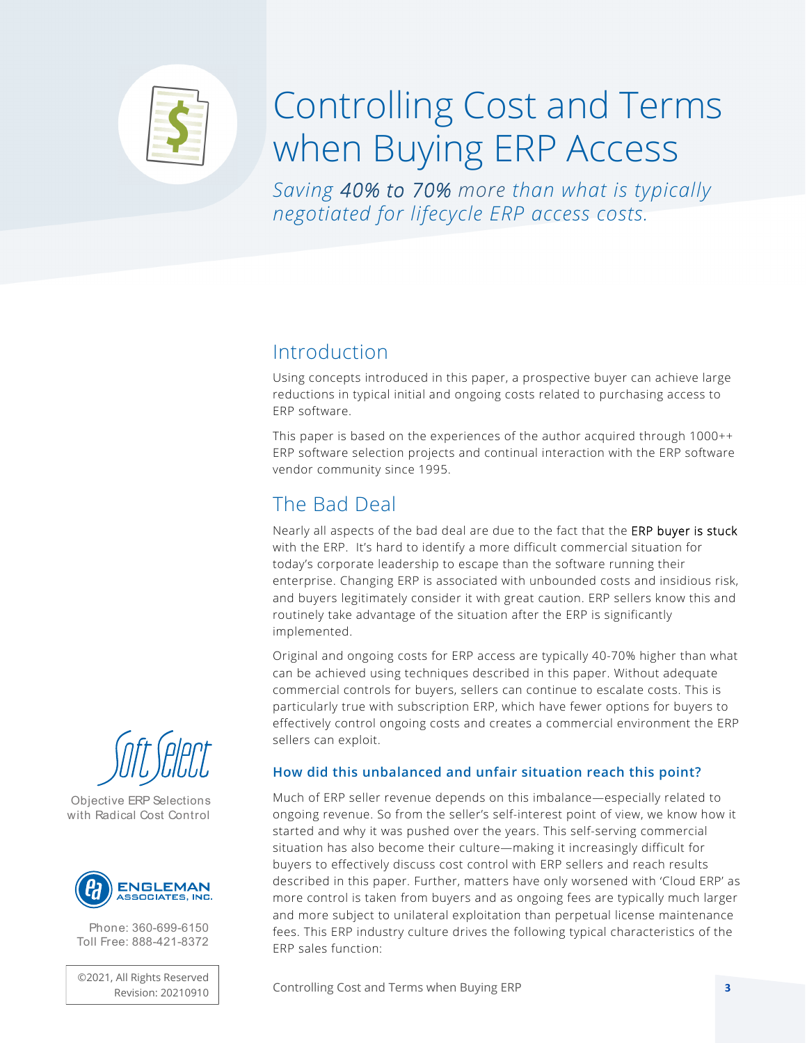# Controlling Cost and Terms when Buying ERP Access

*Saving **40% to 70%** more than what is typically negotiated for lifecycle ERP access costs.*

Soft Select

Objective ERP Selections with Radical Cost Control

ENGLEMAN ASSOCIATES, INC.

Phone: 360-699-6150
Toll Free: 888-421-8372

©2021, All Rights Reserved
Revision: 20210910

## Introduction

Using concepts introduced in this paper, a prospective buyer can achieve large reductions in typical initial and ongoing costs related to purchasing access to ERP software.

This paper is based on the experiences of the author acquired through 1000++ ERP software selection projects and continual interaction with the ERP software vendor community since 1995.

## The Bad Deal

Nearly all aspects of the bad deal are due to the fact that the ERP buyer is stuck with the ERP. It's hard to identify a more difficult commercial situation for today's corporate leadership to escape than the software running their enterprise. Changing ERP is associated with unbounded costs and insidious risk, and buyers legitimately consider it with great caution. ERP sellers know this and routinely take advantage of the situation after the ERP is significantly implemented.

Original and ongoing costs for ERP access are typically 40-70% higher than what can be achieved using techniques described in this paper. Without adequate commercial controls for buyers, sellers can continue to escalate costs. This is particularly true with subscription ERP, which have fewer options for buyers to effectively control ongoing costs and creates a commercial environment the ERP sellers can exploit.

### How did this unbalanced and unfair situation reach this point?

Much of ERP seller revenue depends on this imbalance—especially related to ongoing revenue. So from the seller's self-interest point of view, we know how it started and why it was pushed over the years. This self-serving commercial situation has also become their culture—making it increasingly difficult for buyers to effectively discuss cost control with ERP sellers and reach results described in this paper. Further, matters have only worsened with 'Cloud ERP' as more control is taken from buyers and as ongoing fees are typically much larger and more subject to unilateral exploitation than perpetual license maintenance fees. This ERP industry culture drives the following typical characteristics of the ERP sales function: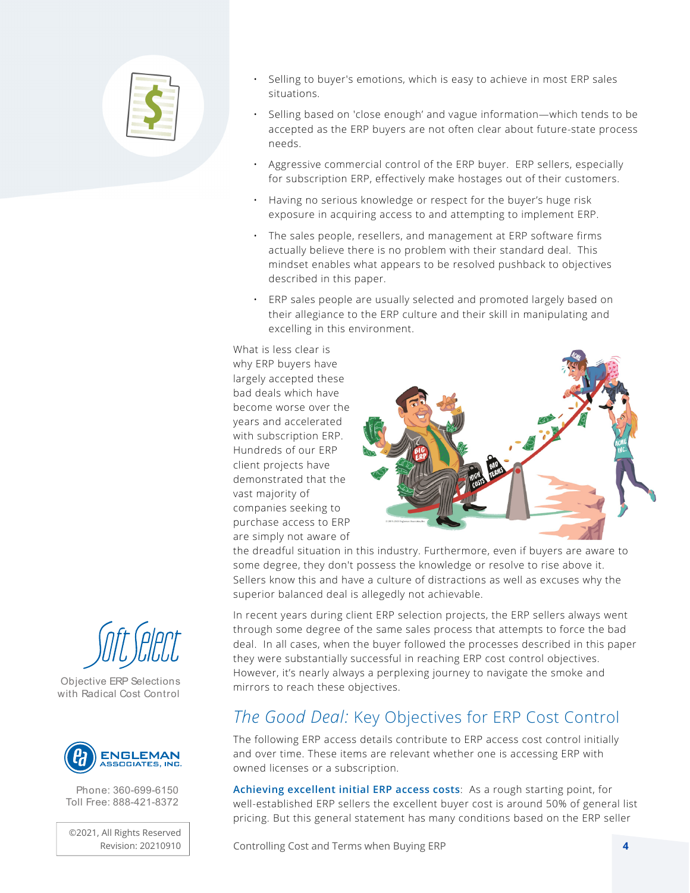- Selling to buyer's emotions, which is easy to achieve in most ERP sales situations.
- Selling based on 'close enough' and vague information—which tends to be accepted as the ERP buyers are not often clear about future-state process needs.
- Aggressive commercial control of the ERP buyer. ERP sellers, especially for subscription ERP, effectively make hostages out of their customers.
- Having no serious knowledge or respect for the buyer's huge risk exposure in acquiring access to and attempting to implement ERP.
- The sales people, resellers, and management at ERP software firms actually believe there is no problem with their standard deal. This mindset enables what appears to be resolved pushback to objectives described in this paper.
- ERP sales people are usually selected and promoted largely based on their allegiance to the ERP culture and their skill in manipulating and excelling in this environment.

What is less clear is why ERP buyers have largely accepted these bad deals which have become worse over the years and accelerated with subscription ERP. Hundreds of our ERP client projects have demonstrated that the vast majority of companies seeking to purchase access to ERP are simply not aware of the dreadful situation in this industry. Furthermore, even if buyers are aware to some degree, they don't possess the knowledge or resolve to rise above it. Sellers know this and have a culture of distractions as well as excuses why the superior balanced deal is allegedly not achievable.

In recent years during client ERP selection projects, the ERP sellers always went through some degree of the same sales process that attempts to force the bad deal. In all cases, when the buyer followed the processes described in this paper they were substantially successful in reaching ERP cost control objectives. However, it's nearly always a perplexing journey to navigate the smoke and mirrors to reach these objectives.

## *The Good Deal:* Key Objectives for ERP Cost Control

The following ERP access details contribute to ERP access cost control initially and over time. These items are relevant whether one is accessing ERP with owned licenses or a subscription.

**Achieving excellent initial ERP access costs**: As a rough starting point, for well-established ERP sellers the excellent buyer cost is around 50% of general list pricing. But this general statement has many conditions based on the ERP seller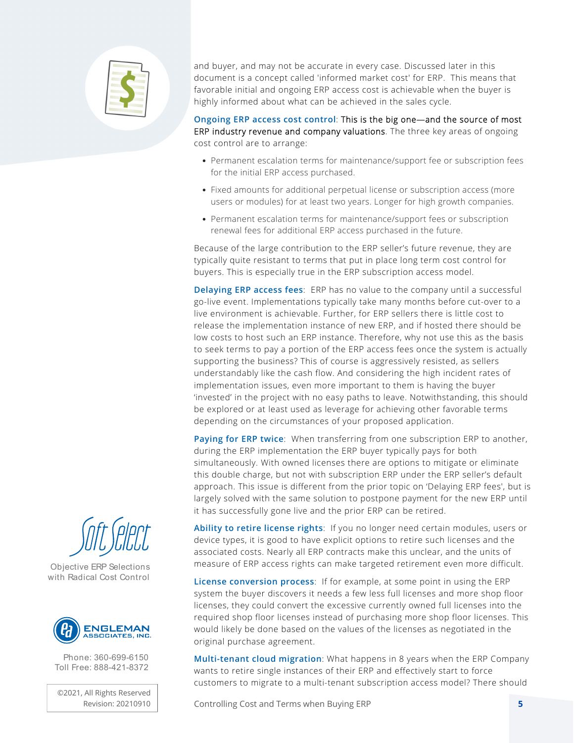and buyer, and may not be accurate in every case. Discussed later in this document is a concept called 'informed market cost' for ERP. This means that favorable initial and ongoing ERP access cost is achievable when the buyer is highly informed about what can be achieved in the sales cycle.

**Ongoing ERP access cost control**: This is the big one—and the source of most ERP industry revenue and company valuations. The three key areas of ongoing cost control are to arrange:

- Permanent escalation terms for maintenance/support fee or subscription fees for the initial ERP access purchased.
- Fixed amounts for additional perpetual license or subscription access (more users or modules) for at least two years. Longer for high growth companies.
- Permanent escalation terms for maintenance/support fees or subscription renewal fees for additional ERP access purchased in the future.

Because of the large contribution to the ERP seller's future revenue, they are typically quite resistant to terms that put in place long term cost control for buyers. This is especially true in the ERP subscription access model.

**Delaying ERP access fees**: ERP has no value to the company until a successful go-live event. Implementations typically take many months before cut-over to a live environment is achievable. Further, for ERP sellers there is little cost to release the implementation instance of new ERP, and if hosted there should be low costs to host such an ERP instance. Therefore, why not use this as the basis to seek terms to pay a portion of the ERP access fees once the system is actually supporting the business? This of course is aggressively resisted, as sellers understandably like the cash flow. And considering the high incident rates of implementation issues, even more important to them is having the buyer 'invested' in the project with no easy paths to leave. Notwithstanding, this should be explored or at least used as leverage for achieving other favorable terms depending on the circumstances of your proposed application.

**Paying for ERP twice**: When transferring from one subscription ERP to another, during the ERP implementation the ERP buyer typically pays for both simultaneously. With owned licenses there are options to mitigate or eliminate this double charge, but not with subscription ERP under the ERP seller's default approach. This issue is different from the prior topic on 'Delaying ERP fees', but is largely solved with the same solution to postpone payment for the new ERP until it has successfully gone live and the prior ERP can be retired.

**Ability to retire license rights**: If you no longer need certain modules, users or device types, it is good to have explicit options to retire such licenses and the associated costs. Nearly all ERP contracts make this unclear, and the units of measure of ERP access rights can make targeted retirement even more difficult.

**License conversion process**: If for example, at some point in using the ERP system the buyer discovers it needs a few less full licenses and more shop floor licenses, they could convert the excessive currently owned full licenses into the required shop floor licenses instead of purchasing more shop floor licenses. This would likely be done based on the values of the licenses as negotiated in the original purchase agreement.

**Multi-tenant cloud migration**: What happens in 8 years when the ERP Company wants to retire single instances of their ERP and effectively start to force customers to migrate to a multi-tenant subscription access model? There should

Soft Select

Objective ERP Selections with Radical Cost Control

ENGLEMAN ASSOCIATES, INC.

Phone: 360-699-6150
Toll Free: 888-421-8372

©2021, All Rights Reserved
Revision: 20210910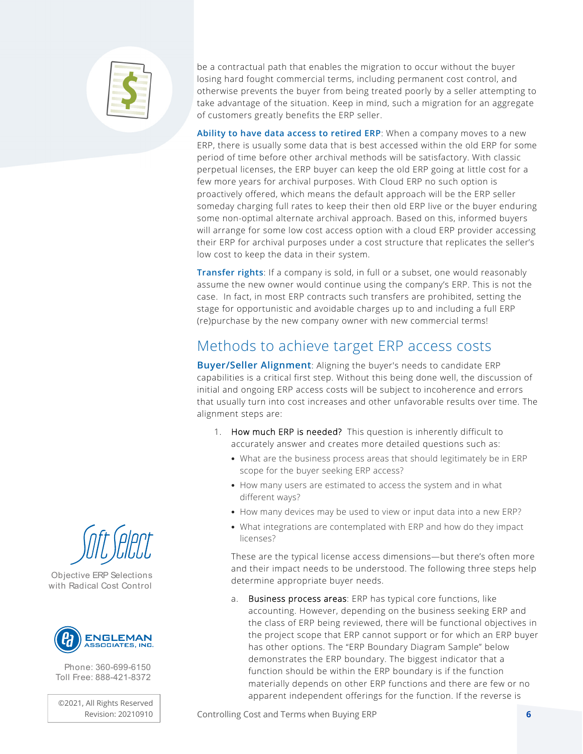be a contractual path that enables the migration to occur without the buyer losing hard fought commercial terms, including permanent cost control, and otherwise prevents the buyer from being treated poorly by a seller attempting to take advantage of the situation. Keep in mind, such a migration for an aggregate of customers greatly benefits the ERP seller.

**Ability to have data access to retired ERP**: When a company moves to a new ERP, there is usually some data that is best accessed within the old ERP for some period of time before other archival methods will be satisfactory. With classic perpetual licenses, the ERP buyer can keep the old ERP going at little cost for a few more years for archival purposes. With Cloud ERP no such option is proactively offered, which means the default approach will be the ERP seller someday charging full rates to keep their then old ERP live or the buyer enduring some non-optimal alternate archival approach. Based on this, informed buyers will arrange for some low cost access option with a cloud ERP provider accessing their ERP for archival purposes under a cost structure that replicates the seller's low cost to keep the data in their system.

**Transfer rights**: If a company is sold, in full or a subset, one would reasonably assume the new owner would continue using the company's ERP. This is not the case. In fact, in most ERP contracts such transfers are prohibited, setting the stage for opportunistic and avoidable charges up to and including a full ERP (re)purchase by the new company owner with new commercial terms!

## Methods to achieve target ERP access costs

**Buyer/Seller Alignment**: Aligning the buyer's needs to candidate ERP capabilities is a critical first step. Without this being done well, the discussion of initial and ongoing ERP access costs will be subject to incoherence and errors that usually turn into cost increases and other unfavorable results over time. The alignment steps are:

1. How much ERP is needed? This question is inherently difficult to accurately answer and creates more detailed questions such as:
   - What are the business process areas that should legitimately be in ERP scope for the buyer seeking ERP access?
   - How many users are estimated to access the system and in what different ways?
   - How many devices may be used to view or input data into a new ERP?
   - What integrations are contemplated with ERP and how do they impact licenses?

   These are the typical license access dimensions—but there's often more and their impact needs to be understood. The following three steps help determine appropriate buyer needs.

   a. Business process areas: ERP has typical core functions, like accounting. However, depending on the business seeking ERP and the class of ERP being reviewed, there will be functional objectives in the project scope that ERP cannot support or for which an ERP buyer has other options. The "ERP Boundary Diagram Sample" below demonstrates the ERP boundary. The biggest indicator that a function should be within the ERP boundary is if the function materially depends on other ERP functions and there are few or no apparent independent offerings for the function. If the reverse is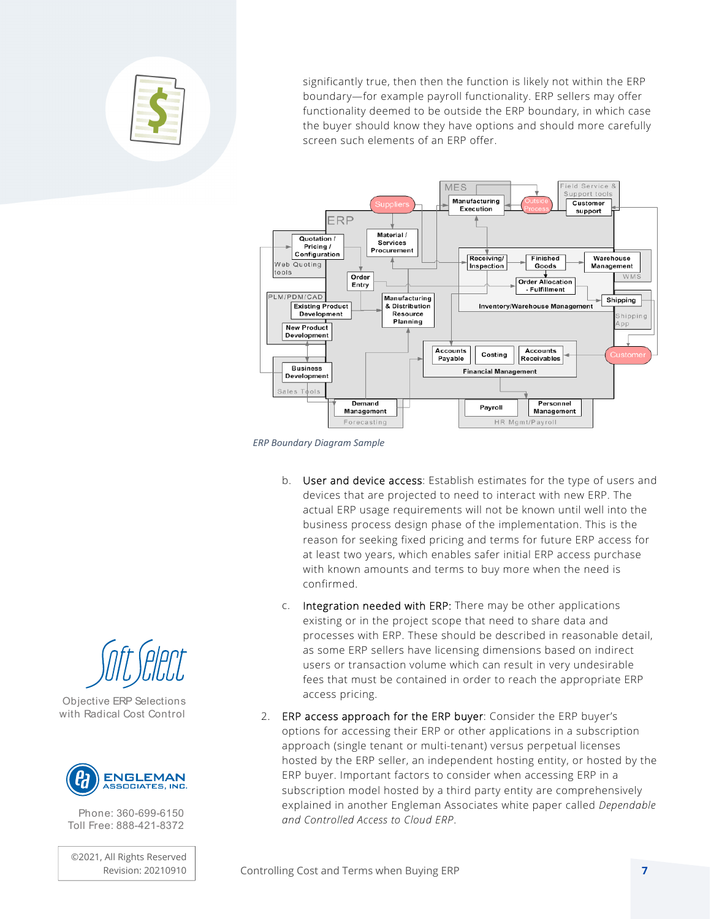significantly true, then then the function is likely not within the ERP boundary—for example payroll functionality. ERP sellers may offer functionality deemed to be outside the ERP boundary, in which case the buyer should know they have options and should more carefully screen such elements of an ERP offer.

*ERP Boundary Diagram Sample*

b. User and device access: Establish estimates for the type of users and devices that are projected to need to interact with new ERP. The actual ERP usage requirements will not be known until well into the business process design phase of the implementation. This is the reason for seeking fixed pricing and terms for future ERP access for at least two years, which enables safer initial ERP access purchase with known amounts and terms to buy more when the need is confirmed.

c. Integration needed with ERP: There may be other applications existing or in the project scope that need to share data and processes with ERP. These should be described in reasonable detail, as some ERP sellers have licensing dimensions based on indirect users or transaction volume which can result in very undesirable fees that must be contained in order to reach the appropriate ERP access pricing.

2. ERP access approach for the ERP buyer: Consider the ERP buyer's options for accessing their ERP or other applications in a subscription approach (single tenant or multi-tenant) versus perpetual licenses hosted by the ERP seller, an independent hosting entity, or hosted by the ERP buyer. Important factors to consider when accessing ERP in a subscription model hosted by a third party entity are comprehensively explained in another Engleman Associates white paper called *Dependable and Controlled Access to Cloud ERP*.

Soft Select

Objective ERP Selections with Radical Cost Control

ENGLEMAN ASSOCIATES, INC.

Phone: 360-699-6150
Toll Free: 888-421-8372

©2021, All Rights Reserved
Revision: 20210910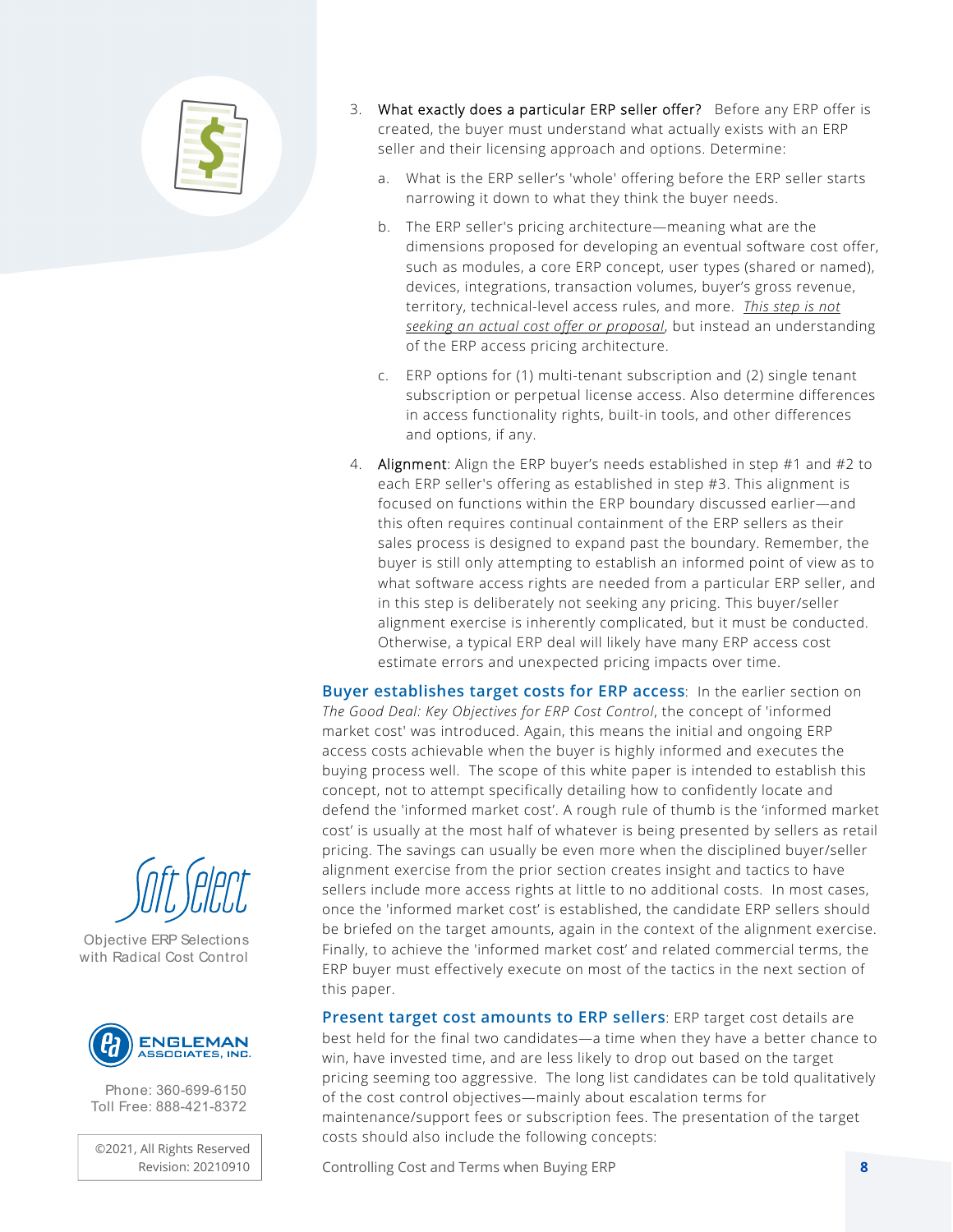3. What exactly does a particular ERP seller offer? Before any ERP offer is created, the buyer must understand what actually exists with an ERP seller and their licensing approach and options. Determine:

   a. What is the ERP seller's 'whole' offering before the ERP seller starts narrowing it down to what they think the buyer needs.

   b. The ERP seller's pricing architecture—meaning what are the dimensions proposed for developing an eventual software cost offer, such as modules, a core ERP concept, user types (shared or named), devices, integrations, transaction volumes, buyer's gross revenue, territory, technical-level access rules, and more. _This step is not seeking an actual cost offer or proposal_, but instead an understanding of the ERP access pricing architecture.

   c. ERP options for (1) multi-tenant subscription and (2) single tenant subscription or perpetual license access. Also determine differences in access functionality rights, built-in tools, and other differences and options, if any.

4. Alignment: Align the ERP buyer's needs established in step #1 and #2 to each ERP seller's offering as established in step #3. This alignment is focused on functions within the ERP boundary discussed earlier—and this often requires continual containment of the ERP sellers as their sales process is designed to expand past the boundary. Remember, the buyer is still only attempting to establish an informed point of view as to what software access rights are needed from a particular ERP seller, and in this step is deliberately not seeking any pricing. This buyer/seller alignment exercise is inherently complicated, but it must be conducted. Otherwise, a typical ERP deal will likely have many ERP access cost estimate errors and unexpected pricing impacts over time.

**Buyer establishes target costs for ERP access**: In the earlier section on *The Good Deal: Key Objectives for ERP Cost Control*, the concept of 'informed market cost' was introduced. Again, this means the initial and ongoing ERP access costs achievable when the buyer is highly informed and executes the buying process well. The scope of this white paper is intended to establish this concept, not to attempt specifically detailing how to confidently locate and defend the 'informed market cost'. A rough rule of thumb is the 'informed market cost' is usually at the most half of whatever is being presented by sellers as retail pricing. The savings can usually be even more when the disciplined buyer/seller alignment exercise from the prior section creates insight and tactics to have sellers include more access rights at little to no additional costs. In most cases, once the 'informed market cost' is established, the candidate ERP sellers should be briefed on the target amounts, again in the context of the alignment exercise. Finally, to achieve the 'informed market cost' and related commercial terms, the ERP buyer must effectively execute on most of the tactics in the next section of this paper.

**Present target cost amounts to ERP sellers**: ERP target cost details are best held for the final two candidates—a time when they have a better chance to win, have invested time, and are less likely to drop out based on the target pricing seeming too aggressive. The long list candidates can be told qualitatively of the cost control objectives—mainly about escalation terms for maintenance/support fees or subscription fees. The presentation of the target costs should also include the following concepts:

Soft Select
Objective ERP Selections with Radical Cost Control

ENGLEMAN ASSOCIATES, INC.
Phone: 360-699-6150
Toll Free: 888-421-8372

©2021, All Rights Reserved
Revision: 20210910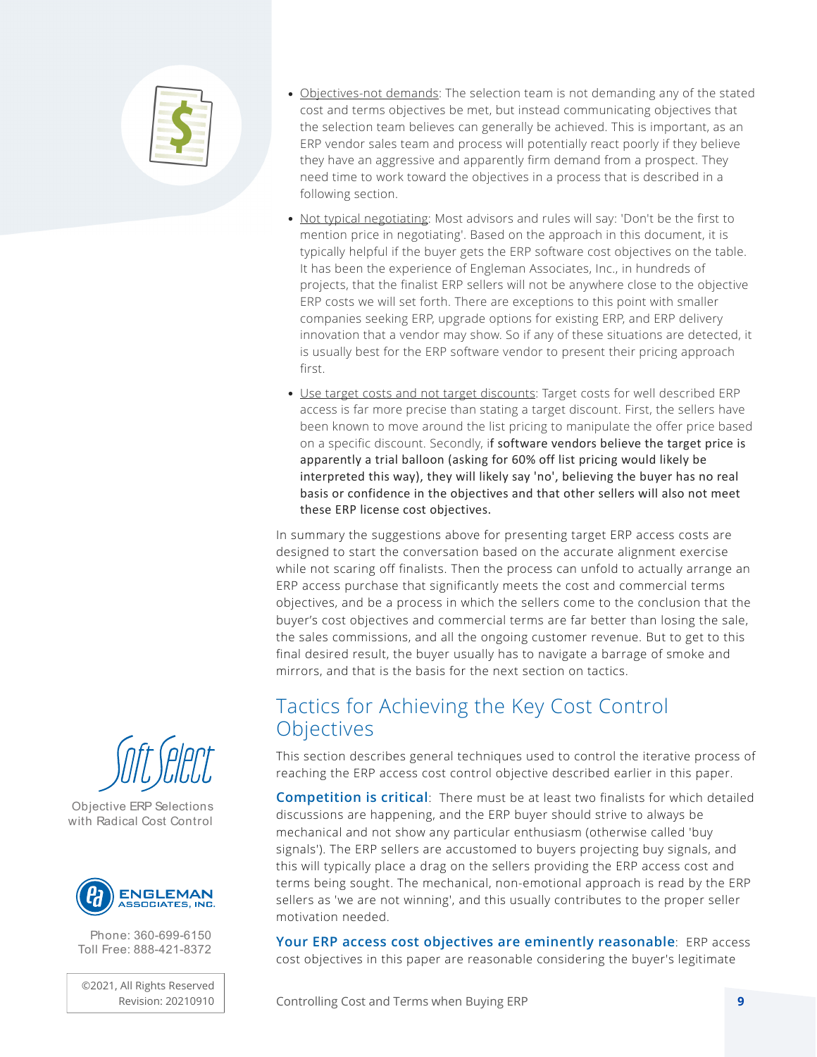- Objectives-not demands: The selection team is not demanding any of the stated cost and terms objectives be met, but instead communicating objectives that the selection team believes can generally be achieved. This is important, as an ERP vendor sales team and process will potentially react poorly if they believe they have an aggressive and apparently firm demand from a prospect. They need time to work toward the objectives in a process that is described in a following section.
- Not typical negotiating: Most advisors and rules will say: 'Don't be the first to mention price in negotiating'. Based on the approach in this document, it is typically helpful if the buyer gets the ERP software cost objectives on the table. It has been the experience of Engleman Associates, Inc., in hundreds of projects, that the finalist ERP sellers will not be anywhere close to the objective ERP costs we will set forth. There are exceptions to this point with smaller companies seeking ERP, upgrade options for existing ERP, and ERP delivery innovation that a vendor may show. So if any of these situations are detected, it is usually best for the ERP software vendor to present their pricing approach first.
- Use target costs and not target discounts: Target costs for well described ERP access is far more precise than stating a target discount. First, the sellers have been known to move around the list pricing to manipulate the offer price based on a specific discount. Secondly, if software vendors believe the target price is apparently a trial balloon (asking for 60% off list pricing would likely be interpreted this way), they will likely say 'no', believing the buyer has no real basis or confidence in the objectives and that other sellers will also not meet these ERP license cost objectives.

In summary the suggestions above for presenting target ERP access costs are designed to start the conversation based on the accurate alignment exercise while not scaring off finalists. Then the process can unfold to actually arrange an ERP access purchase that significantly meets the cost and commercial terms objectives, and be a process in which the sellers come to the conclusion that the buyer's cost objectives and commercial terms are far better than losing the sale, the sales commissions, and all the ongoing customer revenue. But to get to this final desired result, the buyer usually has to navigate a barrage of smoke and mirrors, and that is the basis for the next section on tactics.

## Tactics for Achieving the Key Cost Control Objectives

This section describes general techniques used to control the iterative process of reaching the ERP access cost control objective described earlier in this paper.

**Competition is critical**: There must be at least two finalists for which detailed discussions are happening, and the ERP buyer should strive to always be mechanical and not show any particular enthusiasm (otherwise called 'buy signals'). The ERP sellers are accustomed to buyers projecting buy signals, and this will typically place a drag on the sellers providing the ERP access cost and terms being sought. The mechanical, non-emotional approach is read by the ERP sellers as 'we are not winning', and this usually contributes to the proper seller motivation needed.

**Your ERP access cost objectives are eminently reasonable**: ERP access cost objectives in this paper are reasonable considering the buyer's legitimate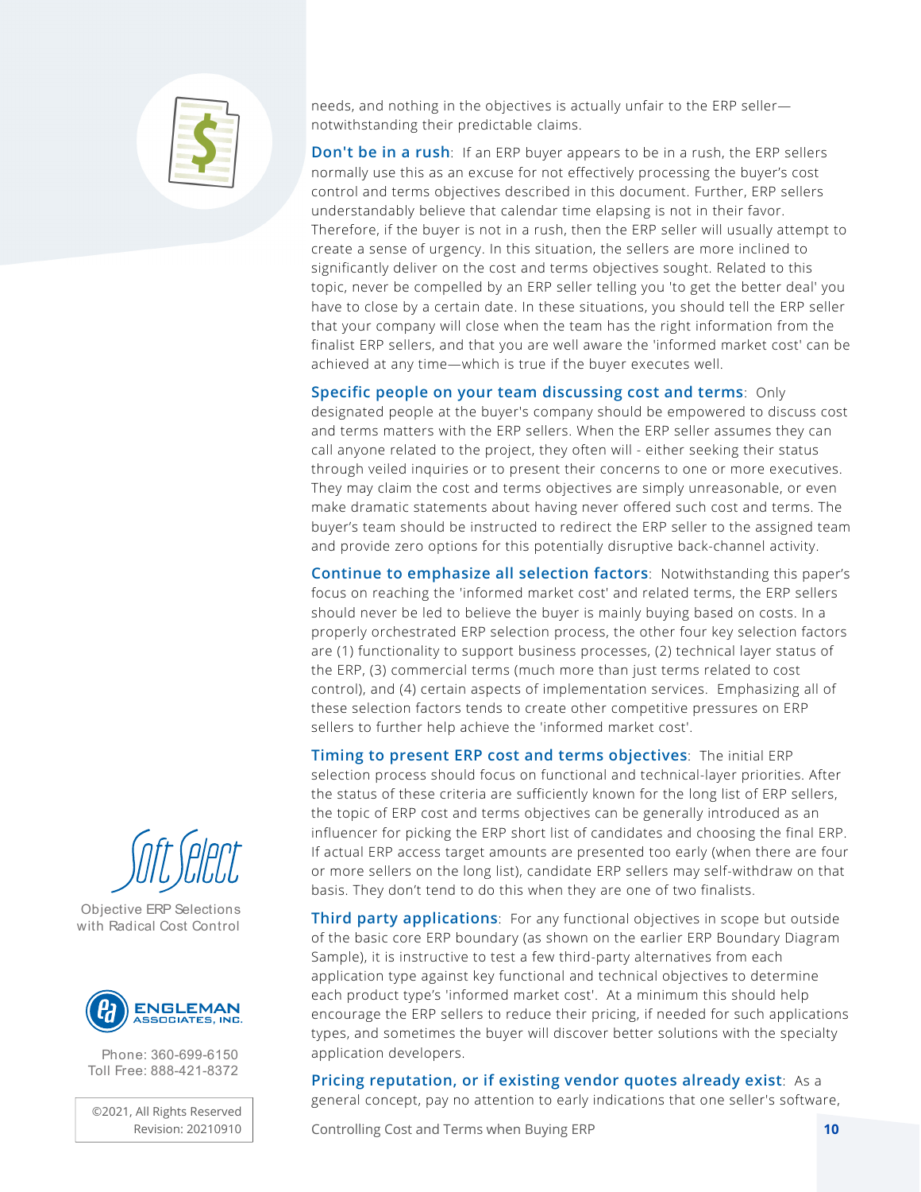needs, and nothing in the objectives is actually unfair to the ERP seller—notwithstanding their predictable claims.

**Don't be in a rush**: If an ERP buyer appears to be in a rush, the ERP sellers normally use this as an excuse for not effectively processing the buyer's cost control and terms objectives described in this document. Further, ERP sellers understandably believe that calendar time elapsing is not in their favor. Therefore, if the buyer is not in a rush, then the ERP seller will usually attempt to create a sense of urgency. In this situation, the sellers are more inclined to significantly deliver on the cost and terms objectives sought. Related to this topic, never be compelled by an ERP seller telling you 'to get the better deal' you have to close by a certain date. In these situations, you should tell the ERP seller that your company will close when the team has the right information from the finalist ERP sellers, and that you are well aware the 'informed market cost' can be achieved at any time—which is true if the buyer executes well.

**Specific people on your team discussing cost and terms**: Only designated people at the buyer's company should be empowered to discuss cost and terms matters with the ERP sellers. When the ERP seller assumes they can call anyone related to the project, they often will - either seeking their status through veiled inquiries or to present their concerns to one or more executives. They may claim the cost and terms objectives are simply unreasonable, or even make dramatic statements about having never offered such cost and terms. The buyer's team should be instructed to redirect the ERP seller to the assigned team and provide zero options for this potentially disruptive back-channel activity.

**Continue to emphasize all selection factors**: Notwithstanding this paper's focus on reaching the 'informed market cost' and related terms, the ERP sellers should never be led to believe the buyer is mainly buying based on costs. In a properly orchestrated ERP selection process, the other four key selection factors are (1) functionality to support business processes, (2) technical layer status of the ERP, (3) commercial terms (much more than just terms related to cost control), and (4) certain aspects of implementation services. Emphasizing all of these selection factors tends to create other competitive pressures on ERP sellers to further help achieve the 'informed market cost'.

**Timing to present ERP cost and terms objectives**: The initial ERP selection process should focus on functional and technical-layer priorities. After the status of these criteria are sufficiently known for the long list of ERP sellers, the topic of ERP cost and terms objectives can be generally introduced as an influencer for picking the ERP short list of candidates and choosing the final ERP. If actual ERP access target amounts are presented too early (when there are four or more sellers on the long list), candidate ERP sellers may self-withdraw on that basis. They don't tend to do this when they are one of two finalists.

**Third party applications**: For any functional objectives in scope but outside of the basic core ERP boundary (as shown on the earlier ERP Boundary Diagram Sample), it is instructive to test a few third-party alternatives from each application type against key functional and technical objectives to determine each product type's 'informed market cost'. At a minimum this should help encourage the ERP sellers to reduce their pricing, if needed for such applications types, and sometimes the buyer will discover better solutions with the specialty application developers.

**Pricing reputation, or if existing vendor quotes already exist**: As a general concept, pay no attention to early indications that one seller's software,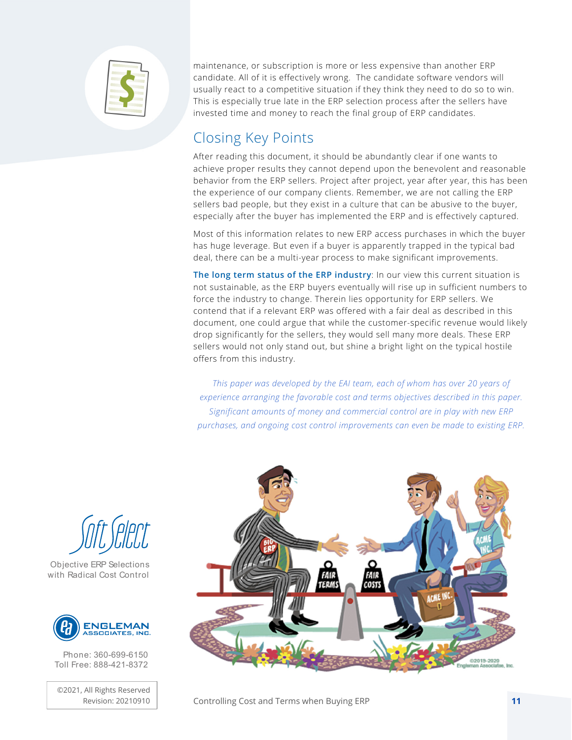maintenance, or subscription is more or less expensive than another ERP candidate. All of it is effectively wrong. The candidate software vendors will usually react to a competitive situation if they think they need to do so to win. This is especially true late in the ERP selection process after the sellers have invested time and money to reach the final group of ERP candidates.

## Closing Key Points

After reading this document, it should be abundantly clear if one wants to achieve proper results they cannot depend upon the benevolent and reasonable behavior from the ERP sellers. Project after project, year after year, this has been the experience of our company clients. Remember, we are not calling the ERP sellers bad people, but they exist in a culture that can be abusive to the buyer, especially after the buyer has implemented the ERP and is effectively captured.

Most of this information relates to new ERP access purchases in which the buyer has huge leverage. But even if a buyer is apparently trapped in the typical bad deal, there can be a multi-year process to make significant improvements.

**The long term status of the ERP industry**: In our view this current situation is not sustainable, as the ERP buyers eventually will rise up in sufficient numbers to force the industry to change. Therein lies opportunity for ERP sellers. We contend that if a relevant ERP was offered with a fair deal as described in this document, one could argue that while the customer-specific revenue would likely drop significantly for the sellers, they would sell many more deals. These ERP sellers would not only stand out, but shine a bright light on the typical hostile offers from this industry.

*This paper was developed by the EAI team, each of whom has over 20 years of experience arranging the favorable cost and terms objectives described in this paper. Significant amounts of money and commercial control are in play with new ERP purchases, and ongoing cost control improvements can even be made to existing ERP.*

Soft Select

Objective ERP Selections with Radical Cost Control

ENGLEMAN ASSOCIATES, INC.

Phone: 360-699-6150
Toll Free: 888-421-8372

©2021, All Rights Reserved
Revision: 20210910